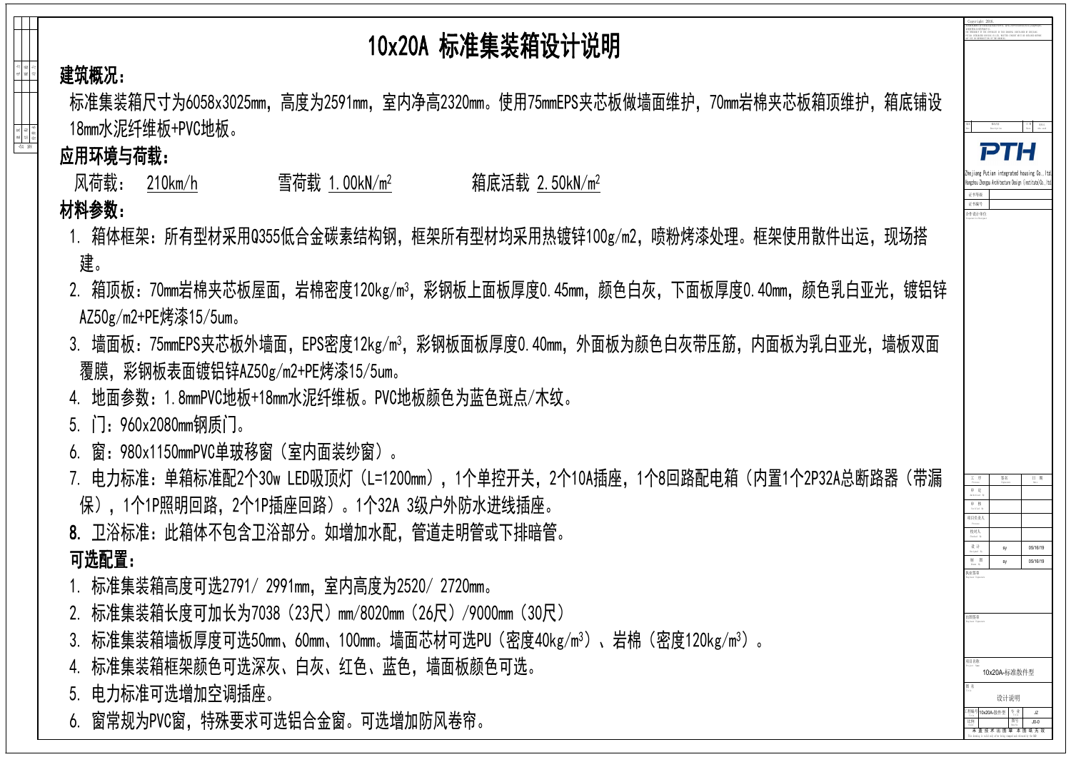# 10x20A 标准集装箱设计说明

## 建筑概况：

标准集装箱尺寸为6058x3025mm，高度为2591mm，室内净高2320mm。使用75mmEPS夹芯板做墙面维护，70mm岩棉夹芯板箱顶维护，箱底铺设18mm水泥纤维板+PVC地板。

## 应用环境与荷载：

风荷载： 210km/h　　　雪荷载 1.00kN/m²　　　箱底活载 2.50kN/m²

## 材料参数：

1. 箱体框架：所有型材采用Q355低合金碳素结构钢，框架所有型材均采用热镀锌100g/m2，喷粉烤漆处理。框架使用散件出运，现场搭建。
2. 箱顶板：70mm岩棉夹芯板屋面，岩棉密度120kg/m³，彩钢板上面板厚度0.45mm，颜色白灰，下面板厚度0.40mm，颜色乳白亚光，镀铝锌AZ50g/m2+PE烤漆15/5um。
3. 墙面板：75mmEPS夹芯板外墙面，EPS密度12kg/m³，彩钢板面板厚度0.40mm，外面板为颜色白灰带压筋，内面板为乳白亚光，墙板双面覆膜，彩钢板表面镀铝锌AZ50g/m2+PE烤漆15/5um。
4. 地面参数：1.8mmPVC地板+18mm水泥纤维板。PVC地板颜色为蓝色斑点/木纹。
5. 门：960x2080mm钢质门。
6. 窗：980x1150mmPVC单玻移窗（室内面装纱窗）。
7. 电力标准：单箱标准配2个30w LED吸顶灯（L=1200mm），1个单控开关，2个10A插座，1个8回路配电箱（内置1个2P32A总断路器（带漏保），1个1P照明回路，2个1P插座回路）。1个32A 3级户外防水进线插座。
8. 卫浴标准：此箱体不包含卫浴部分。如增加水配，管道走明管或下排暗管。

## 可选配置：

1. 标准集装箱高度可选2791/ 2991mm，室内高度为2520/ 2720mm。
2. 标准集装箱长度可加长为7038（23尺）mm/8020mm（26尺）/9000mm（30尺）
3. 标准集装箱墙板厚度可选50mm、60mm、100mm。墙面芯材可选PU（密度40kg/m³）、岩棉（密度120kg/m³）。
4. 标准集装箱框架颜色可选深灰、白灰、红色、蓝色，墙面板颜色可选。
5. 电力标准可选增加空调插座。
6. 窗常规为PVC窗，特殊要求可选铝合金窗。可选增加防风卷帘。

PTH

Zhejiang Putian integrated housing Co.,ltd.
Hangzhou Zhongya Architecture Design (institute)Co.,ltd

| 设计 | sy | 05/16/19 |
|---|---|---|
| 制图 | sy | 05/16/19 |

项目名称：10x20A-标准散件型

图名：设计说明

工程编号：10x20A-散件型　专业：JZ　图号：JS-0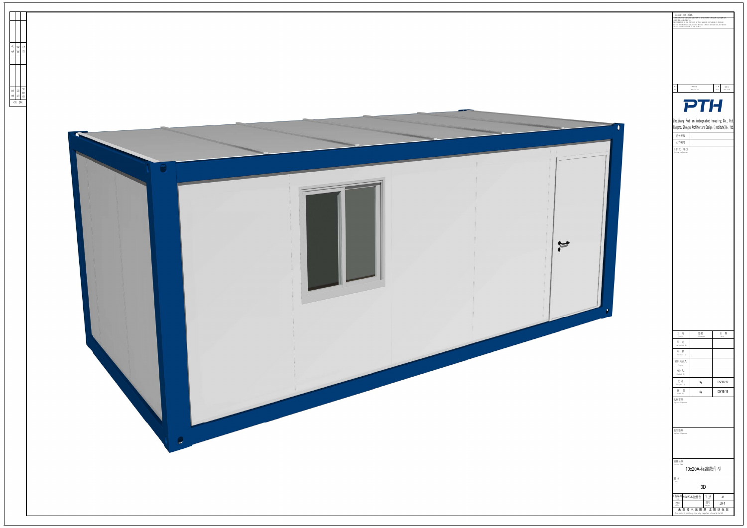Copyright 2016.

| 版次 No. | 修改内容 Description | 日期 Date | 修改人 Checked |
| --- | --- | --- | --- |

# PTH

Zhejiang Putian integrated housing Co., ltd.

Hangzhou Zhongyu Architecture Design (Institute)Co., ltd

| 证书等级 | |
| --- | --- |
| 证书编号 | |

合作设计单位

| 工 序 Process | 签名 Signature | 日 期 Date |
| --- | --- | --- |
| 审 定 | | |
| 审 核 | | |
| 项目负责人 | | |
| 校对人 | | |
| 设 计 | sy | 05/16/19 |
| 制 图 | sy | 05/16/19 |

执业签章

出图签章

项目名称

10x20A-标准散件型

图 名

3D

| 工程编号 | 10x20A-散件型 | 专 业 | JZ |
| --- | --- | --- | --- |
| 比例 | | 图号 | J0-1 |

未 盖 技 术 出 图 章 本 图 纸 无 效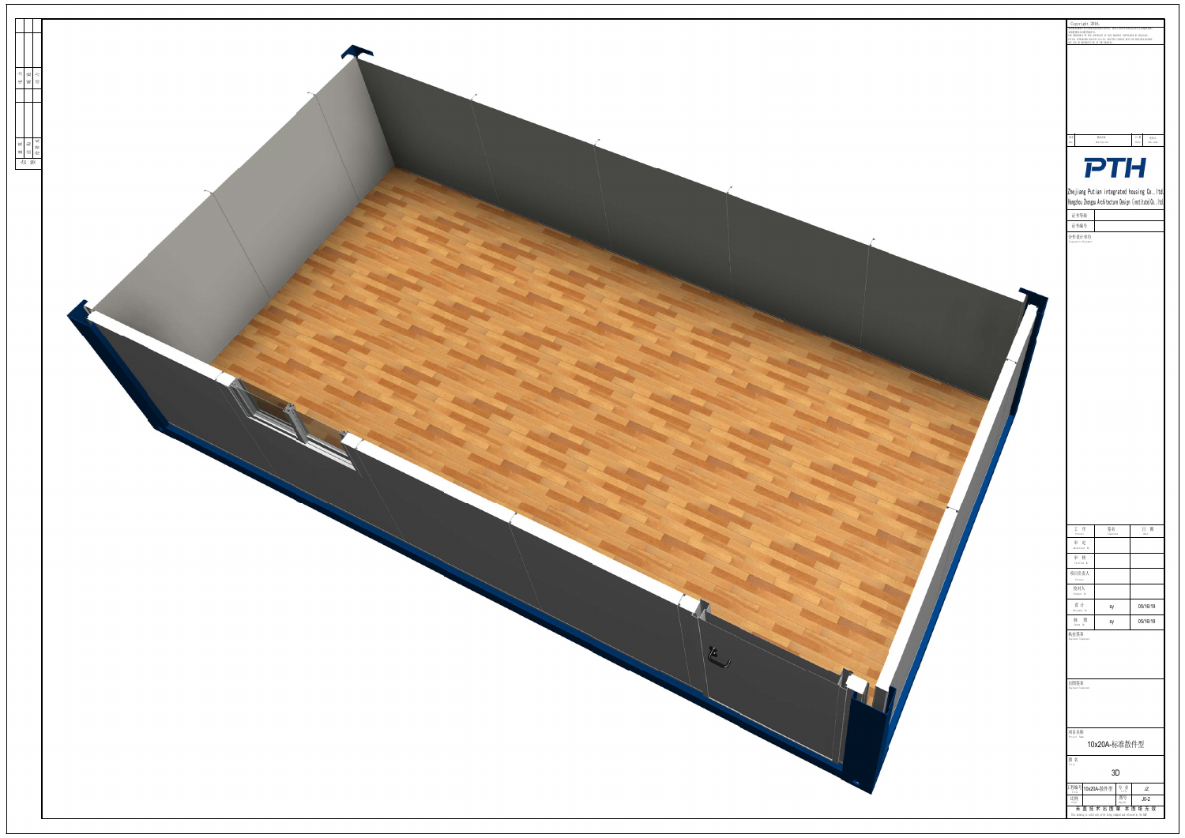Copyright 2016.

PTH

Zhejiang Putian integrated housing Co.,ltd.

Hangzhou Zhongya Architecture Design (institute)Co.,ltd

证书等级

证书编号

合作设计单位

| 工 作 | 签名 | 日 期 |
|---|---|---|
| 审 定 | | |
| 审 核 | | |
| 项目负责人 | | |
| 校对人 | | |
| 设 计 | sy | 05/16/19 |
| 制 图 | sy | 05/16/19 |

执业签章

出图签章

项目名称

10x20A-标准散件型

图 名

3D

| 工程编号 | 10x20A-散件型 | 专 业 | JZ |
|---|---|---|---|
| 比例 | | 图号 | JD-2 |

未 盖 技 术 出 图 章 本 图 纸 无 效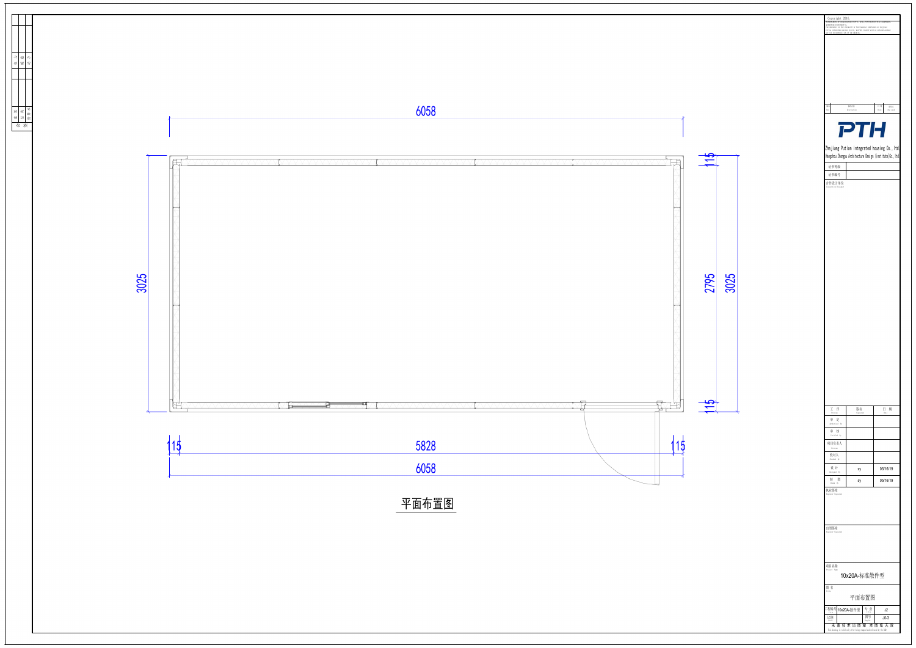6058

3025

115

2795

3025

115

115

5828

115

6058

## 平面布置图

Copyright 2016.

PTH

Zhejiang Putian integrated housing Co., ltd.

Hangzhou Zhongyu Architecture Design (institute)Co., ltd

| 工 作 | 签名 | 日 期 |
|---|---|---|
| 审 定 | | |
| 审 核 | | |
| 项目负责人 | | |
| 校对人 | | |
| 设 计 | sy | 05/16/19 |
| 制 图 | sy | 05/16/19 |

项目名称

10x20A-标准散件型

图 名

平面布置图

| 工程编号 | 10x20A-散件型 | 专 业 | JZ |
|---|---|---|---|
| 比例 | | 图号 | J0-3 |

未盖技术出图章 本图纸无效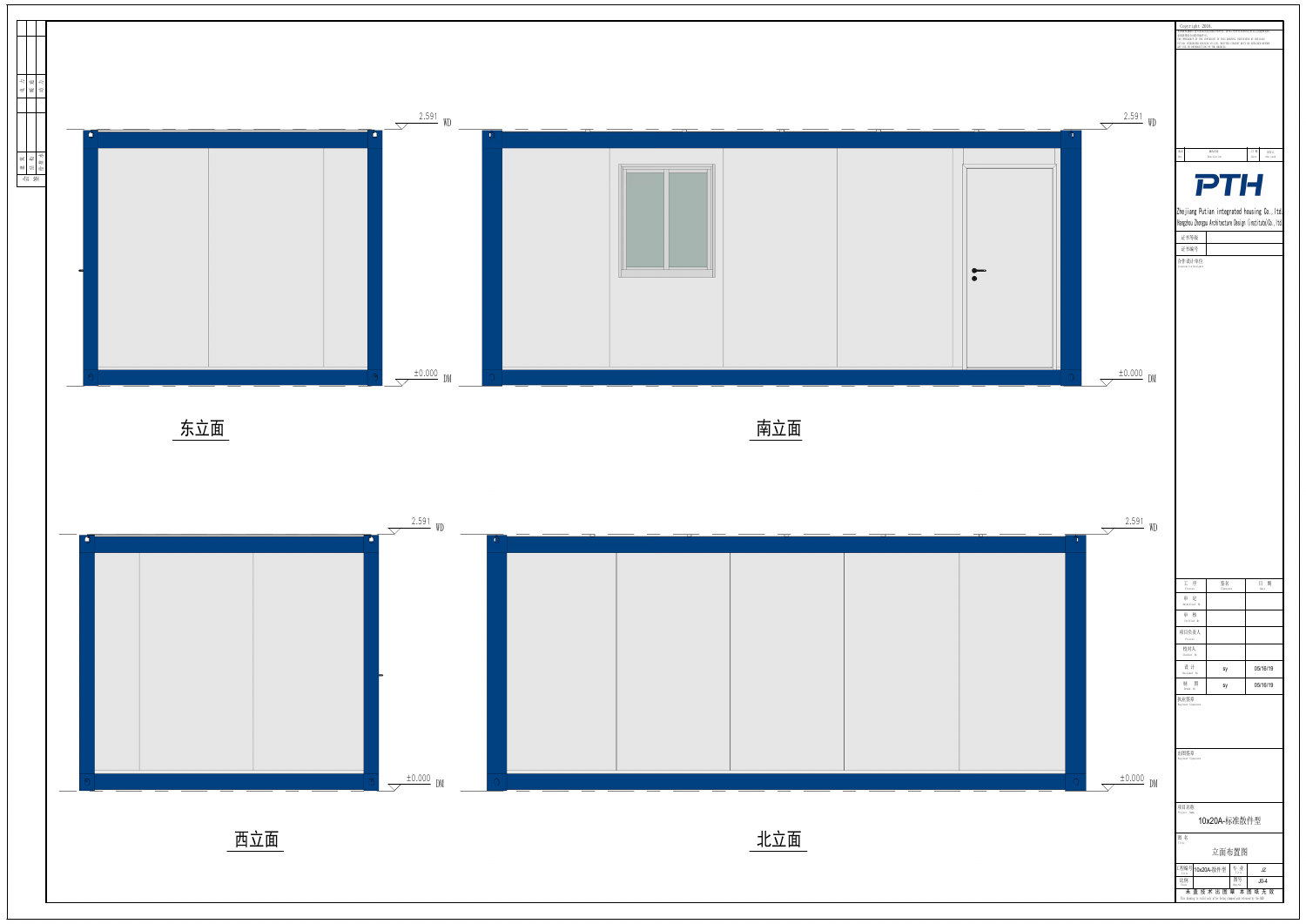2.591 WD

±0.000 DM

东立面

2.591 WD

±0.000 DM

南立面

2.591 WD

±0.000 DM

西立面

2.591 WD

±0.000 DM

北立面

PTH

Zhejiang Putian integrated housing Co., ltd.

Hangzhou Zhongya Architecture Design (institute)Co., ltd

| 工作 | 签名 | 日期 |
|---|---|---|
| 审定 | | |
| 审核 | | |
| 项目负责人 | | |
| 校对人 | | |
| 设计 | sy | 05/16/19 |
| 制图 | sy | 05/16/19 |

项目名称

10x20A-标准散件型

图名

立面布置图

| 工程编号 | 10x20A-散件型 | 专业 | JZ |
|---|---|---|---|
| 比例 | | 图号 | JG-4 |

未盖技术出图章 本图纸无效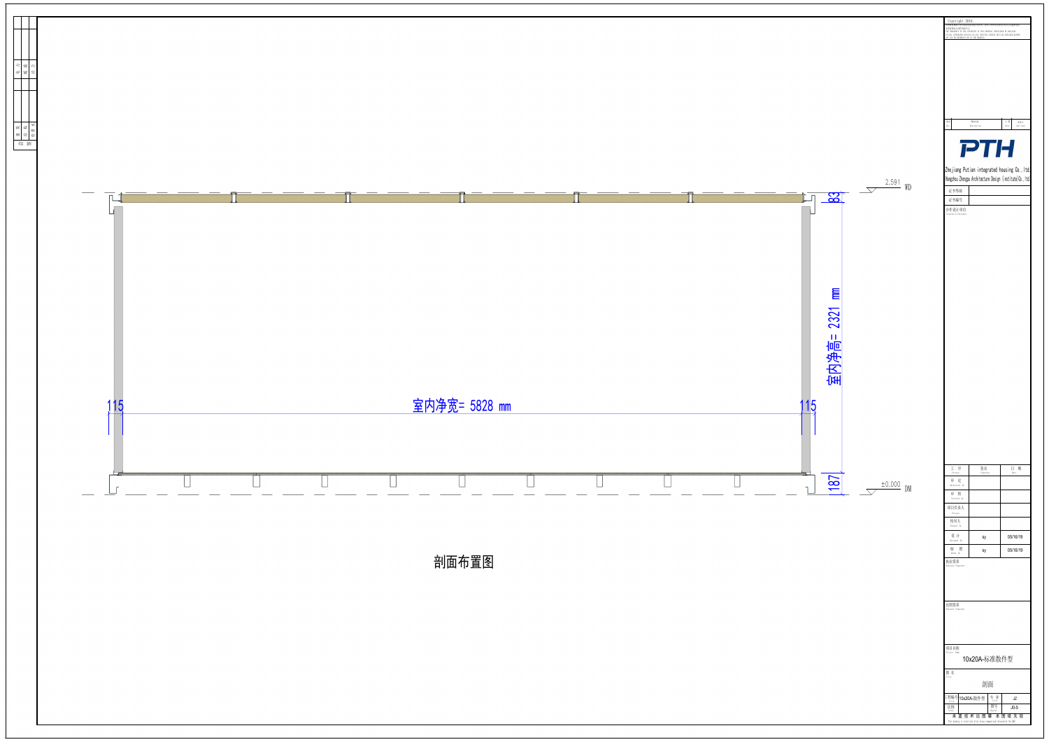2.591 WD

83

室内净高= 2321 mm

115

室内净宽= 5828 mm

115

187

±0.000 DM

剖面布置图

Copyright 2016.

PTH

Zhejiang Putian integrated housing Co.,ltd.
Hangzhou Zhongyu Architecture Design (institute)Co.,ltd

证书等级

证书编号

合作设计单位

| 工 序 | 签名 | 日 期 |
| --- | --- | --- |
| 审 定 | | |
| 审 核 | | |
| 项目负责人 | | |
| 校对人 | | |
| 设 计 | sy | 05/16/19 |
| 制 图 | sy | 05/16/19 |

执业签章

出图签章

项目名称

10x20A-标准散件型

图 名

剖面

| 工程编号 | 10x20A-散件型 | 专 业 | JZ |
| --- | --- | --- | --- |
| 比例 | | 图号 | JD-5 |

未盖技术出图章 本图纸无效